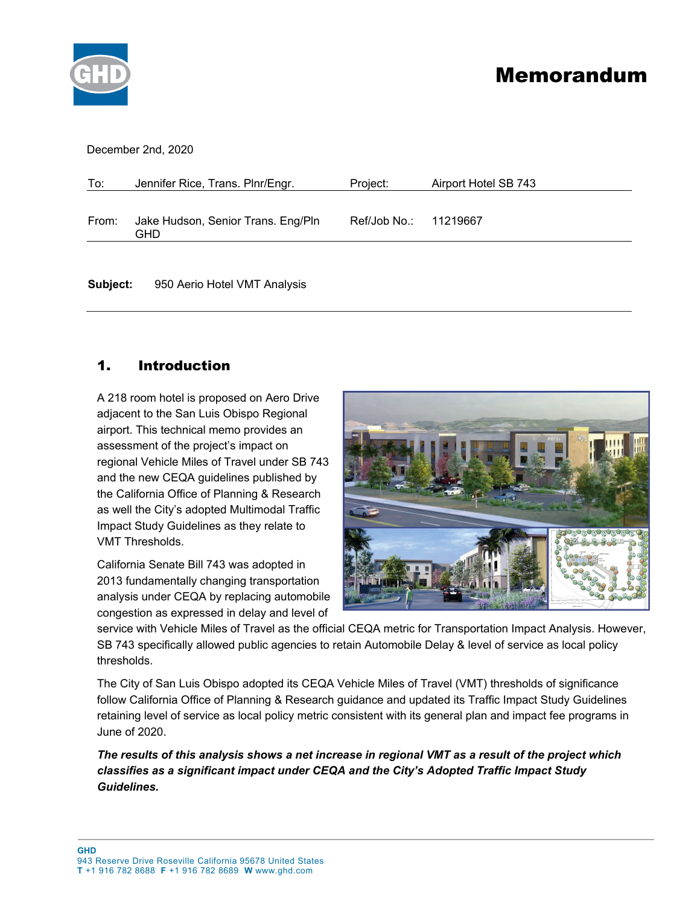# Memorandum

December 2nd, 2020

| | | | |
|---|---|---|---|
| To: | Jennifer Rice, Trans. Plnr/Engr. | Project: | Airport Hotel SB 743 |
| From: | Jake Hudson, Senior Trans. Eng/Pln GHD | Ref/Job No.: | 11219667 |

**Subject:** 950 Aerio Hotel VMT Analysis

## 1. Introduction

A 218 room hotel is proposed on Aero Drive adjacent to the San Luis Obispo Regional airport. This technical memo provides an assessment of the project's impact on regional Vehicle Miles of Travel under SB 743 and the new CEQA guidelines published by the California Office of Planning & Research as well the City's adopted Multimodal Traffic Impact Study Guidelines as they relate to VMT Thresholds.

California Senate Bill 743 was adopted in 2013 fundamentally changing transportation analysis under CEQA by replacing automobile congestion as expressed in delay and level of service with Vehicle Miles of Travel as the official CEQA metric for Transportation Impact Analysis. However, SB 743 specifically allowed public agencies to retain Automobile Delay & level of service as local policy thresholds.

The City of San Luis Obispo adopted its CEQA Vehicle Miles of Travel (VMT) thresholds of significance follow California Office of Planning & Research guidance and updated its Traffic Impact Study Guidelines retaining level of service as local policy metric consistent with its general plan and impact fee programs in June of 2020.

***The results of this analysis shows a net increase in regional VMT as a result of the project which classifies as a significant impact under CEQA and the City's Adopted Traffic Impact Study Guidelines.***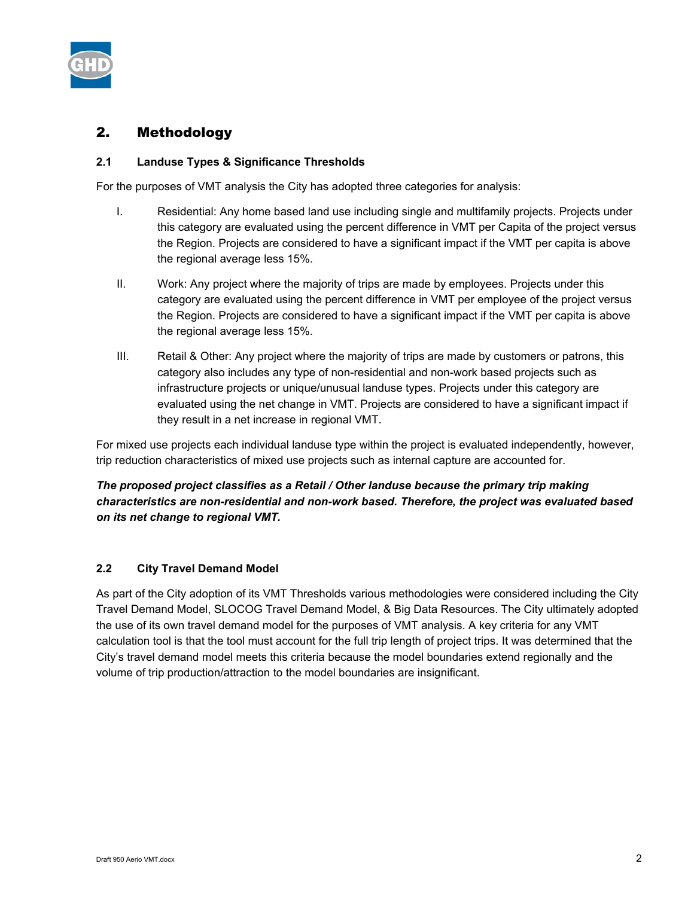# 2. Methodology

## 2.1 Landuse Types & Significance Thresholds

For the purposes of VMT analysis the City has adopted three categories for analysis:

I. Residential: Any home based land use including single and multifamily projects. Projects under this category are evaluated using the percent difference in VMT per Capita of the project versus the Region. Projects are considered to have a significant impact if the VMT per capita is above the regional average less 15%.

II. Work: Any project where the majority of trips are made by employees. Projects under this category are evaluated using the percent difference in VMT per employee of the project versus the Region. Projects are considered to have a significant impact if the VMT per capita is above the regional average less 15%.

III. Retail & Other: Any project where the majority of trips are made by customers or patrons, this category also includes any type of non-residential and non-work based projects such as infrastructure projects or unique/unusual landuse types. Projects under this category are evaluated using the net change in VMT. Projects are considered to have a significant impact if they result in a net increase in regional VMT.

For mixed use projects each individual landuse type within the project is evaluated independently, however, trip reduction characteristics of mixed use projects such as internal capture are accounted for.

***The proposed project classifies as a Retail / Other landuse because the primary trip making characteristics are non-residential and non-work based. Therefore, the project was evaluated based on its net change to regional VMT.***

## 2.2 City Travel Demand Model

As part of the City adoption of its VMT Thresholds various methodologies were considered including the City Travel Demand Model, SLOCOG Travel Demand Model, & Big Data Resources. The City ultimately adopted the use of its own travel demand model for the purposes of VMT analysis. A key criteria for any VMT calculation tool is that the tool must account for the full trip length of project trips. It was determined that the City's travel demand model meets this criteria because the model boundaries extend regionally and the volume of trip production/attraction to the model boundaries are insignificant.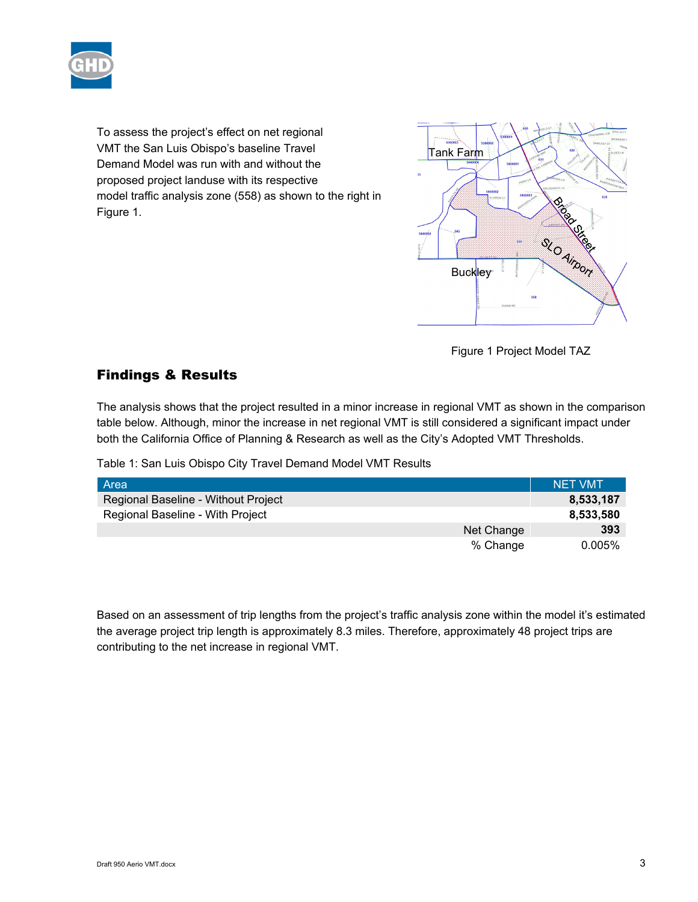To assess the project's effect on net regional VMT the San Luis Obispo's baseline Travel Demand Model was run with and without the proposed project landuse with its respective model traffic analysis zone (558) as shown to the right in Figure 1.

Figure 1 Project Model TAZ

## Findings & Results

The analysis shows that the project resulted in a minor increase in regional VMT as shown in the comparison table below. Although, minor the increase in net regional VMT is still considered a significant impact under both the California Office of Planning & Research as well as the City's Adopted VMT Thresholds.

Table 1: San Luis Obispo City Travel Demand Model VMT Results

| Area | NET VMT |
|---|---|
| Regional Baseline - Without Project | **8,533,187** |
| Regional Baseline - With Project | **8,533,580** |
| Net Change | **393** |
| % Change | 0.005% |

Based on an assessment of trip lengths from the project's traffic analysis zone within the model it's estimated the average project trip length is approximately 8.3 miles. Therefore, approximately 48 project trips are contributing to the net increase in regional VMT.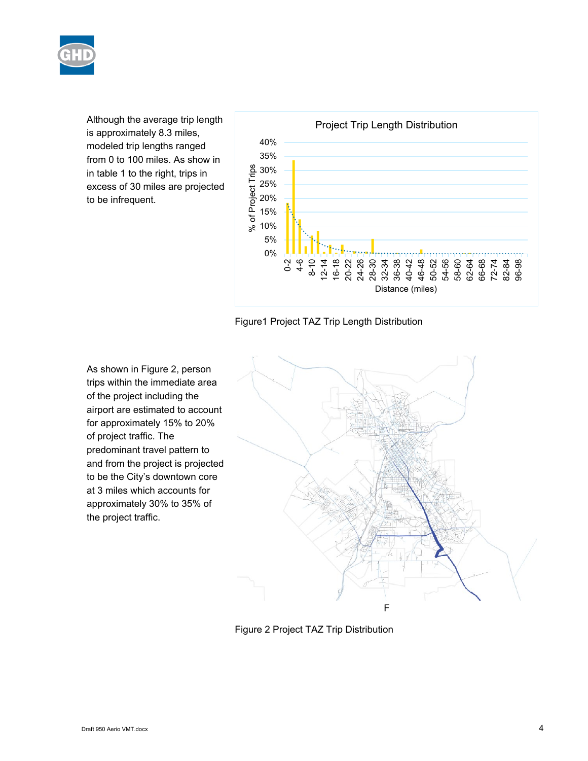Although the average trip length is approximately 8.3 miles, modeled trip lengths ranged from 0 to 100 miles. As show in in table 1 to the right, trips in excess of 30 miles are projected to be infrequent.

Figure1 Project TAZ Trip Length Distribution

As shown in Figure 2, person trips within the immediate area of the project including the airport are estimated to account for approximately 15% to 20% of project traffic. The predominant travel pattern to and from the project is projected to be the City's downtown core at 3 miles which accounts for approximately 30% to 35% of the project traffic.

Figure 2 Project TAZ Trip Distribution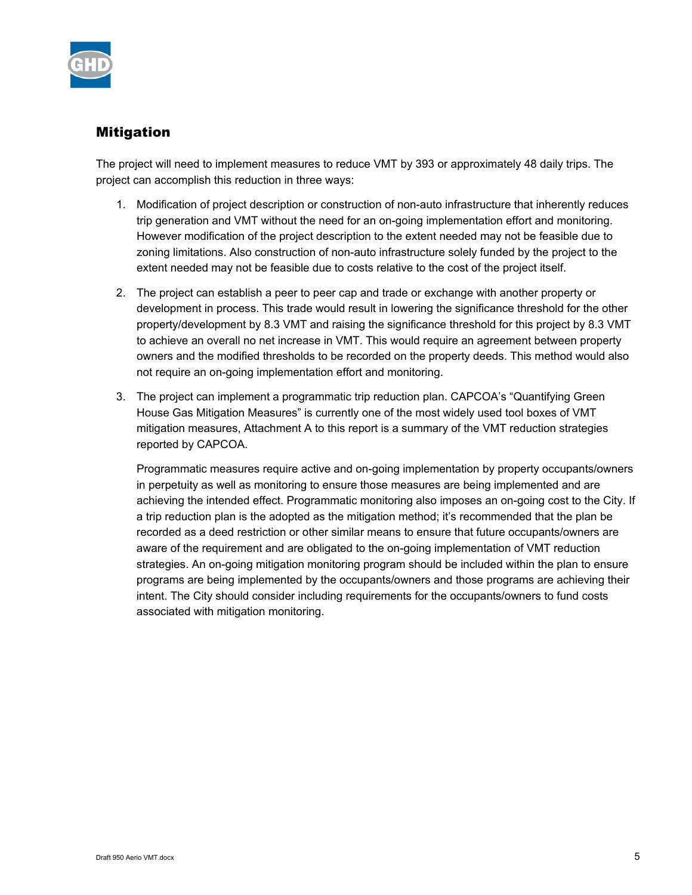## Mitigation

The project will need to implement measures to reduce VMT by 393 or approximately 48 daily trips. The project can accomplish this reduction in three ways:

1. Modification of project description or construction of non-auto infrastructure that inherently reduces trip generation and VMT without the need for an on-going implementation effort and monitoring. However modification of the project description to the extent needed may not be feasible due to zoning limitations. Also construction of non-auto infrastructure solely funded by the project to the extent needed may not be feasible due to costs relative to the cost of the project itself.

2. The project can establish a peer to peer cap and trade or exchange with another property or development in process. This trade would result in lowering the significance threshold for the other property/development by 8.3 VMT and raising the significance threshold for this project by 8.3 VMT to achieve an overall no net increase in VMT. This would require an agreement between property owners and the modified thresholds to be recorded on the property deeds. This method would also not require an on-going implementation effort and monitoring.

3. The project can implement a programmatic trip reduction plan. CAPCOA's "Quantifying Green House Gas Mitigation Measures" is currently one of the most widely used tool boxes of VMT mitigation measures, Attachment A to this report is a summary of the VMT reduction strategies reported by CAPCOA.

   Programmatic measures require active and on-going implementation by property occupants/owners in perpetuity as well as monitoring to ensure those measures are being implemented and are achieving the intended effect. Programmatic monitoring also imposes an on-going cost to the City. If a trip reduction plan is the adopted as the mitigation method; it's recommended that the plan be recorded as a deed restriction or other similar means to ensure that future occupants/owners are aware of the requirement and are obligated to the on-going implementation of VMT reduction strategies. An on-going mitigation monitoring program should be included within the plan to ensure programs are being implemented by the occupants/owners and those programs are achieving their intent. The City should consider including requirements for the occupants/owners to fund costs associated with mitigation monitoring.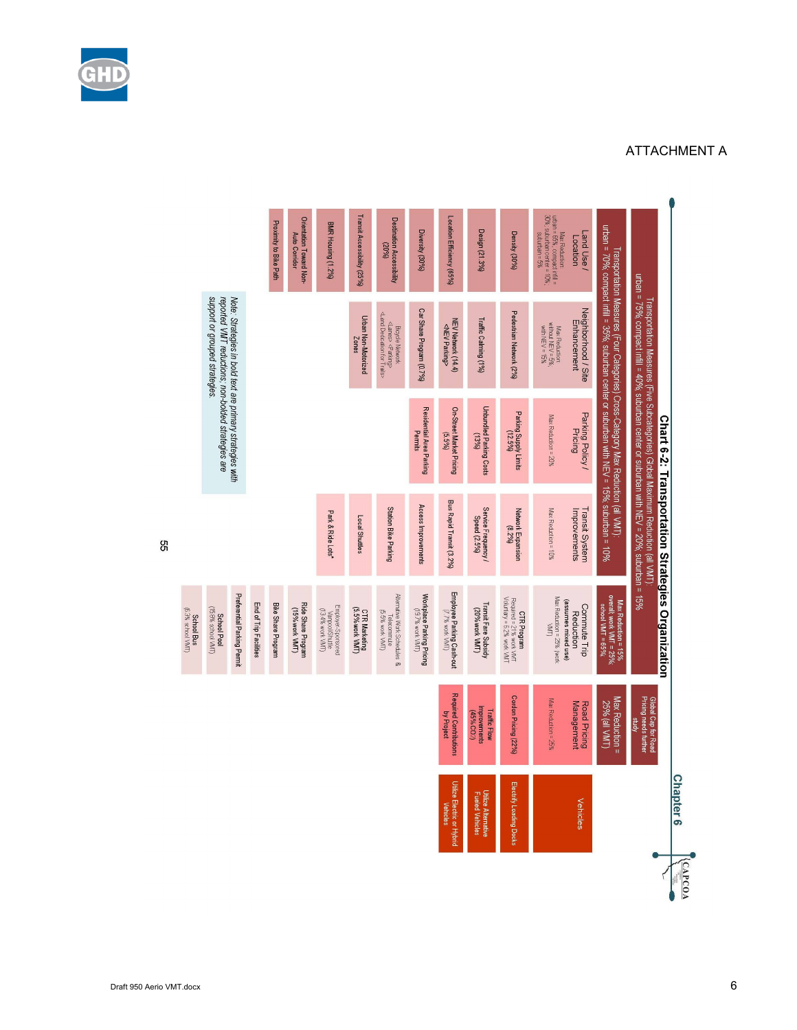ATTACHMENT A

## Chart 6-2: Transportation Strategies Organization

Chapter 6

CAPCOA

Transportation Measures (Five Subcategories) Global Maximum Reduction (all VMT):
urban = 75% compact infill = 40% suburban center or suburban with NEV = 20% suburban = 15%

Transportation Measures (Four Categories) Cross-Category Max Reduction (all VMT):
urban = 70% compact infill = 35% suburban center or suburban with NEV = 15% suburban = 10%

**Land Use / Location**
Max Reduction urban = 65%, compact infill = 30%, suburban center = 10%, suburban = 5%

- **Density (30%)**
- **Design (21.3%)**
- **Location Efficiency (65%)**
- **Diversity (30%)**
- **Destination Accessibility (20%)**
- **Transit Accessibility (25%)**
- **BMR Housing (1.2%)**
- Orientation Toward Non-Auto Corridor
- Proximity to Bike Path

**Neighborhood / Site Enhancement**
Max Reduction without NEV = 5%, with NEV = 15%

- **Pedestrian Network (2%)**
- **Traffic Calming (1%)**
- **NEV Network (14.4)** <NEV Parking>
- **Car Share Program (0.7%)**
- Bicycle Network <Lanes> <Parking> <Land Dedication for Trails>
- Urban Non-Motorized Zones

**Parking Policy / Pricing**
Max Reduction = 20%

- **Parking Supply Limits (12.5%)**
- **Unbundled Parking Costs (13%)**
- **On-Street Market Pricing (5.5%)**
- Residential Area Parking Permits

**Transit System Improvements**
Max Reduction = 10%

- **Network Expansion (8.2%)**
- **Service Frequency / Speed (2.5%)**
- **Bus Rapid Transit (3.2%)**
- Access Improvements
- Station Bike Parking
- Local Shuttles
- Park & Ride Lots*

**Commute Trip Reduction**
(assumes mixed use) Max Reduction = 25% (work VMT)

Max Reduction = 15% overall, work VMT = 25% school VMT = 65%

- **CTR Program** Required = 21% work VMT Voluntary = 6.2% work VMT
- **Transit Fare Subsidy (20% work VMT)**
- **Employee Parking Cash-out** (7.7% work VMT)
- **Workplace Parking Pricing** (19.7% work VMT)
- Alternative Work Schedules & Telecommute (5.5% work VMT)
- **CTR Marketing (5.5% work VMT)**
- Employer-Sponsored Vanpool/Shuttle (13.4% work VMT)
- **Ride Share Program (15% work VMT)**
- **Bike Share Program**
- **End of Trip Facilities**
- **Preferential Parking Permit**
- **School Pool** (15.8% school VMT)
- **School Bus** (6.3% school VMT)

**Road Pricing Management**
Global Cap for Road Pricing needs further study
Max Reduction = 25% (all VMT)
Max Reduction = 25%

- **Cordon Pricing (22%)**
- **Traffic Flow Improvements (45% $CO_2$)**
- **Required Contributions by Project**

**Vehicles**

- Electrify Loading Docks
- Utilize Alternative Fueled Vehicles
- Utilize Electric or Hybrid Vehicles

*Note: Strategies in bold text are primary strategies with reported VMT reductions; non-bolded strategies are support or grouped strategies.*